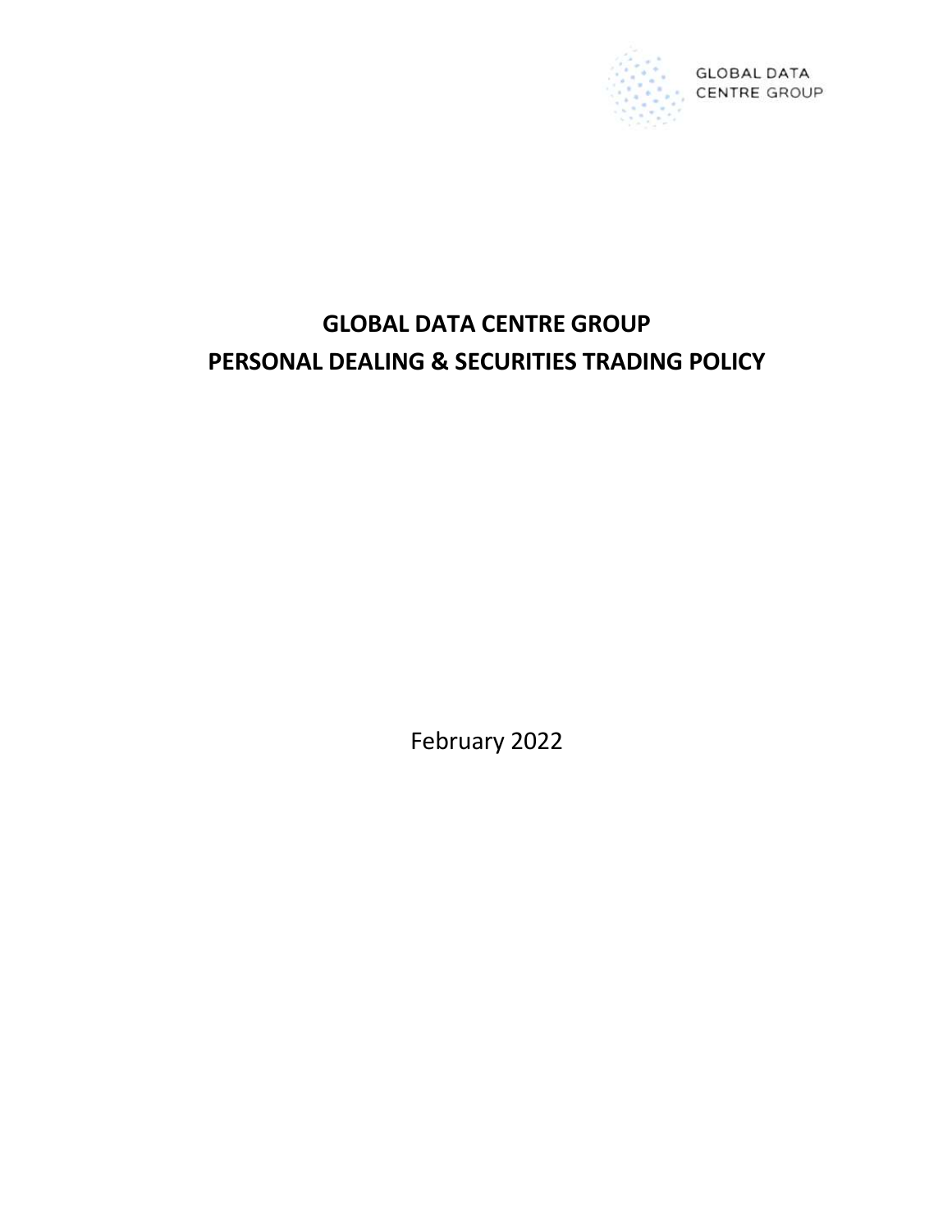GLOBAL DATA CENTRE GROUP

# GLOBAL DATA CENTRE GROUP
# PERSONAL DEALING & SECURITIES TRADING POLICY

February 2022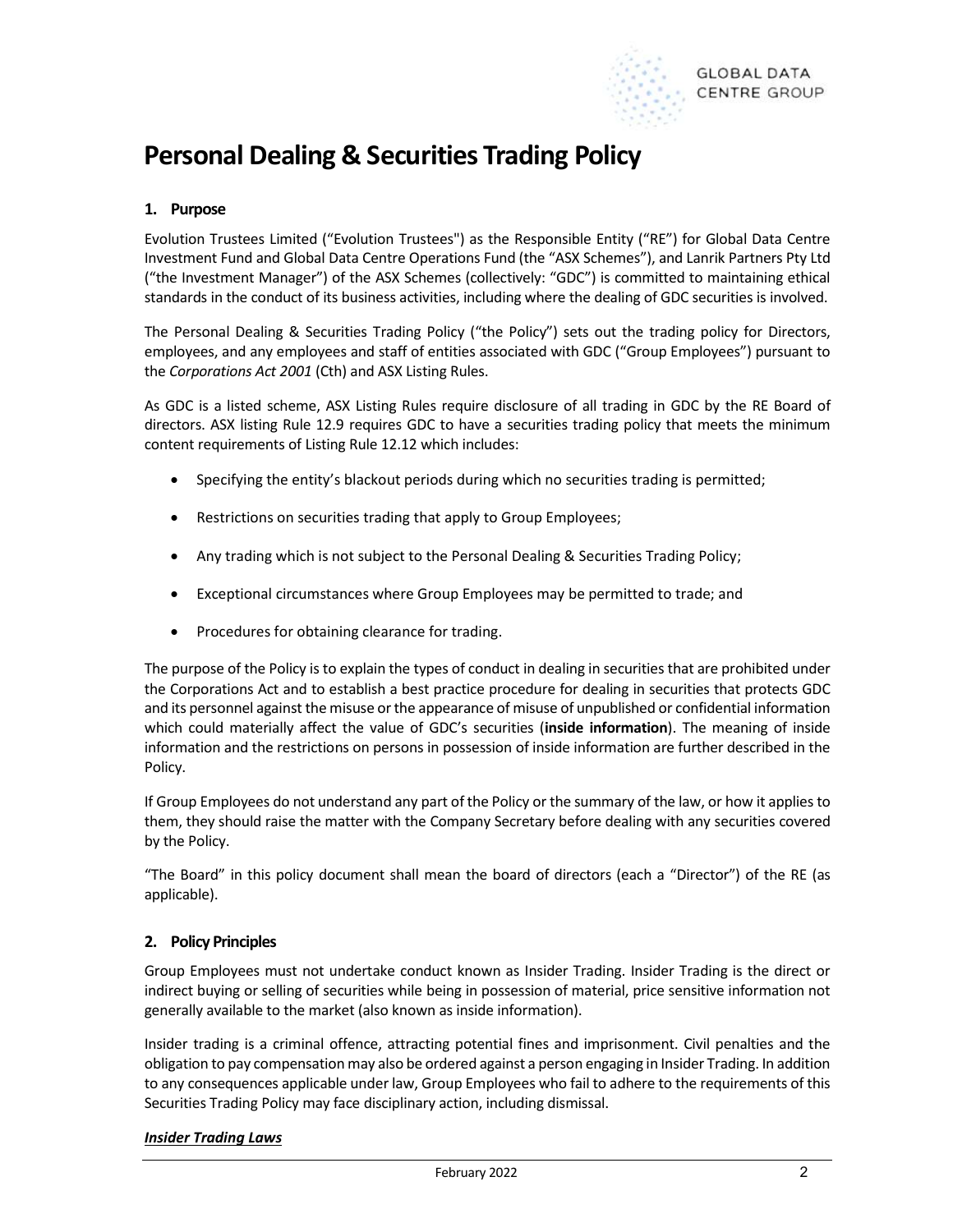# Personal Dealing & Securities Trading Policy

## 1. Purpose

Evolution Trustees Limited ("Evolution Trustees") as the Responsible Entity ("RE") for Global Data Centre Investment Fund and Global Data Centre Operations Fund (the "ASX Schemes"), and Lanrik Partners Pty Ltd ("the Investment Manager") of the ASX Schemes (collectively: "GDC") is committed to maintaining ethical standards in the conduct of its business activities, including where the dealing of GDC securities is involved.

The Personal Dealing & Securities Trading Policy ("the Policy") sets out the trading policy for Directors, employees, and any employees and staff of entities associated with GDC ("Group Employees") pursuant to the *Corporations Act 2001* (Cth) and ASX Listing Rules.

As GDC is a listed scheme, ASX Listing Rules require disclosure of all trading in GDC by the RE Board of directors. ASX listing Rule 12.9 requires GDC to have a securities trading policy that meets the minimum content requirements of Listing Rule 12.12 which includes:

- Specifying the entity's blackout periods during which no securities trading is permitted;
- Restrictions on securities trading that apply to Group Employees;
- Any trading which is not subject to the Personal Dealing & Securities Trading Policy;
- Exceptional circumstances where Group Employees may be permitted to trade; and
- Procedures for obtaining clearance for trading.

The purpose of the Policy is to explain the types of conduct in dealing in securities that are prohibited under the Corporations Act and to establish a best practice procedure for dealing in securities that protects GDC and its personnel against the misuse or the appearance of misuse of unpublished or confidential information which could materially affect the value of GDC's securities (**inside information**). The meaning of inside information and the restrictions on persons in possession of inside information are further described in the Policy.

If Group Employees do not understand any part of the Policy or the summary of the law, or how it applies to them, they should raise the matter with the Company Secretary before dealing with any securities covered by the Policy.

"The Board" in this policy document shall mean the board of directors (each a "Director") of the RE (as applicable).

## 2. Policy Principles

Group Employees must not undertake conduct known as Insider Trading. Insider Trading is the direct or indirect buying or selling of securities while being in possession of material, price sensitive information not generally available to the market (also known as inside information).

Insider trading is a criminal offence, attracting potential fines and imprisonment. Civil penalties and the obligation to pay compensation may also be ordered against a person engaging in Insider Trading. In addition to any consequences applicable under law, Group Employees who fail to adhere to the requirements of this Securities Trading Policy may face disciplinary action, including dismissal.

***Insider Trading Laws***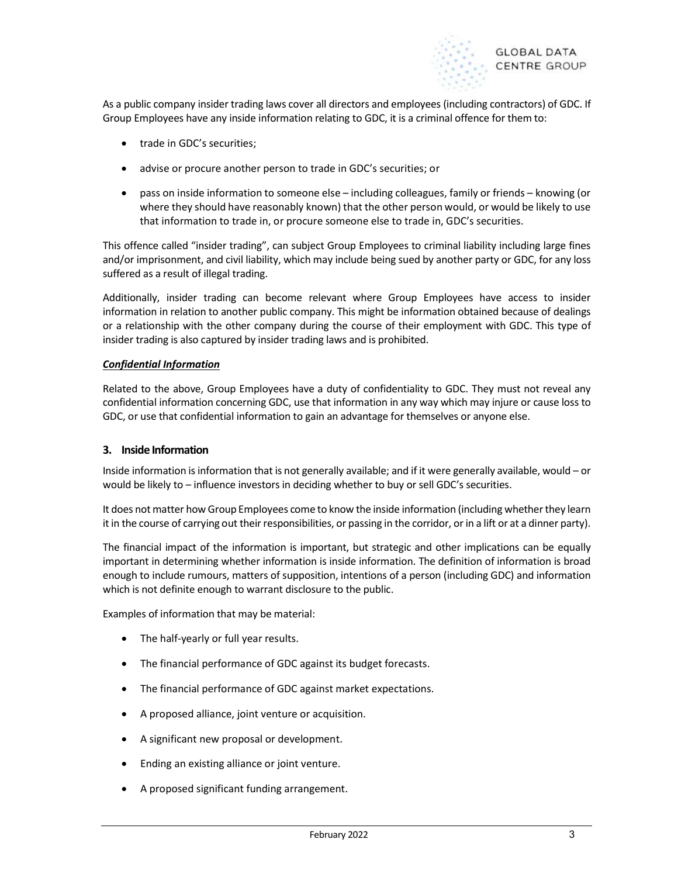As a public company insider trading laws cover all directors and employees (including contractors) of GDC. If Group Employees have any inside information relating to GDC, it is a criminal offence for them to:

- trade in GDC's securities;
- advise or procure another person to trade in GDC's securities; or
- pass on inside information to someone else – including colleagues, family or friends – knowing (or where they should have reasonably known) that the other person would, or would be likely to use that information to trade in, or procure someone else to trade in, GDC's securities.

This offence called "insider trading", can subject Group Employees to criminal liability including large fines and/or imprisonment, and civil liability, which may include being sued by another party or GDC, for any loss suffered as a result of illegal trading.

Additionally, insider trading can become relevant where Group Employees have access to insider information in relation to another public company. This might be information obtained because of dealings or a relationship with the other company during the course of their employment with GDC. This type of insider trading is also captured by insider trading laws and is prohibited.

***Confidential Information***

Related to the above, Group Employees have a duty of confidentiality to GDC. They must not reveal any confidential information concerning GDC, use that information in any way which may injure or cause loss to GDC, or use that confidential information to gain an advantage for themselves or anyone else.

## 3. Inside Information

Inside information is information that is not generally available; and if it were generally available, would – or would be likely to – influence investors in deciding whether to buy or sell GDC's securities.

It does not matter how Group Employees come to know the inside information (including whether they learn it in the course of carrying out their responsibilities, or passing in the corridor, or in a lift or at a dinner party).

The financial impact of the information is important, but strategic and other implications can be equally important in determining whether information is inside information. The definition of information is broad enough to include rumours, matters of supposition, intentions of a person (including GDC) and information which is not definite enough to warrant disclosure to the public.

Examples of information that may be material:

- The half-yearly or full year results.
- The financial performance of GDC against its budget forecasts.
- The financial performance of GDC against market expectations.
- A proposed alliance, joint venture or acquisition.
- A significant new proposal or development.
- Ending an existing alliance or joint venture.
- A proposed significant funding arrangement.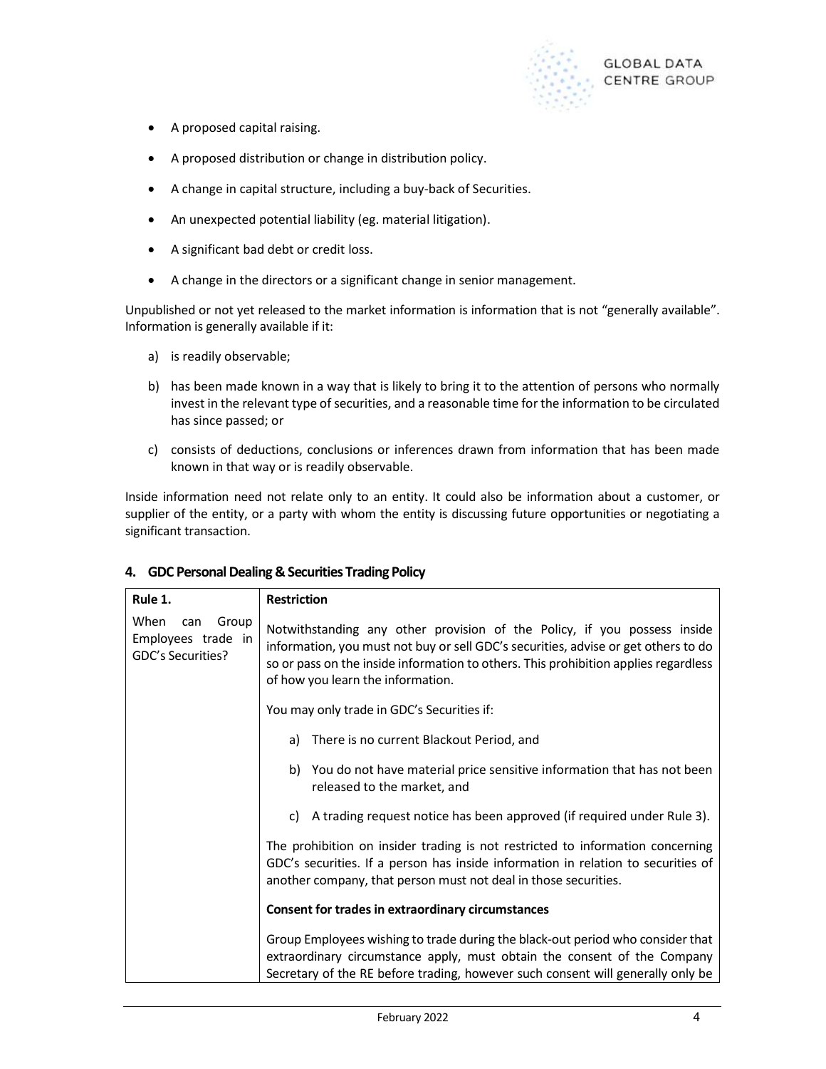- A proposed capital raising.
- A proposed distribution or change in distribution policy.
- A change in capital structure, including a buy-back of Securities.
- An unexpected potential liability (eg. material litigation).
- A significant bad debt or credit loss.
- A change in the directors or a significant change in senior management.

Unpublished or not yet released to the market information is information that is not "generally available". Information is generally available if it:

a) is readily observable;

b) has been made known in a way that is likely to bring it to the attention of persons who normally invest in the relevant type of securities, and a reasonable time for the information to be circulated has since passed; or

c) consists of deductions, conclusions or inferences drawn from information that has been made known in that way or is readily observable.

Inside information need not relate only to an entity. It could also be information about a customer, or supplier of the entity, or a party with whom the entity is discussing future opportunities or negotiating a significant transaction.

## 4. GDC Personal Dealing & Securities Trading Policy

| **Rule 1.** | **Restriction** |
|---|---|
| When can Group Employees trade in GDC's Securities? | Notwithstanding any other provision of the Policy, if you possess inside information, you must not buy or sell GDC's securities, advise or get others to do so or pass on the inside information to others. This prohibition applies regardless of how you learn the information.<br><br>You may only trade in GDC's Securities if:<br><br>a) There is no current Blackout Period, and<br><br>b) You do not have material price sensitive information that has not been released to the market, and<br><br>c) A trading request notice has been approved (if required under Rule 3).<br><br>The prohibition on insider trading is not restricted to information concerning GDC's securities. If a person has inside information in relation to securities of another company, that person must not deal in those securities.<br><br>**Consent for trades in extraordinary circumstances**<br><br>Group Employees wishing to trade during the black-out period who consider that extraordinary circumstance apply, must obtain the consent of the Company Secretary of the RE before trading, however such consent will generally only be |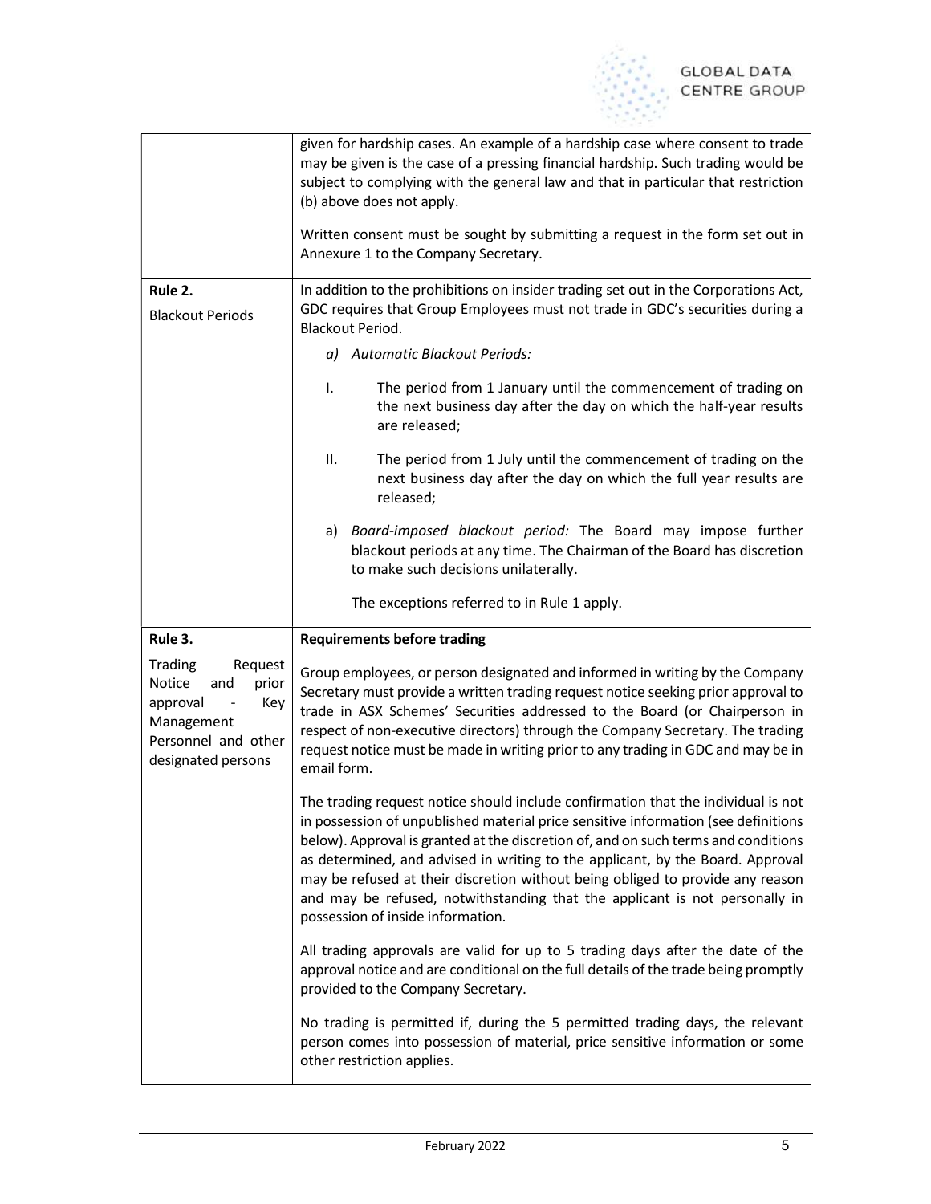| | |
|---|---|
| | given for hardship cases. An example of a hardship case where consent to trade may be given is the case of a pressing financial hardship. Such trading would be subject to complying with the general law and that in particular that restriction (b) above does not apply.<br><br>Written consent must be sought by submitting a request in the form set out in Annexure 1 to the Company Secretary. |
| **Rule 2.**<br><br>Blackout Periods | In addition to the prohibitions on insider trading set out in the Corporations Act, GDC requires that Group Employees must not trade in GDC's securities during a Blackout Period.<br><br>*a) Automatic Blackout Periods:*<br><br>I. The period from 1 January until the commencement of trading on the next business day after the day on which the half-year results are released;<br><br>II. The period from 1 July until the commencement of trading on the next business day after the day on which the full year results are released;<br><br>a) *Board-imposed blackout period:* The Board may impose further blackout periods at any time. The Chairman of the Board has discretion to make such decisions unilaterally.<br><br>The exceptions referred to in Rule 1 apply. |
| **Rule 3.**<br><br>Trading Request Notice and prior approval - Key Management Personnel and other designated persons | **Requirements before trading**<br><br>Group employees, or person designated and informed in writing by the Company Secretary must provide a written trading request notice seeking prior approval to trade in ASX Schemes' Securities addressed to the Board (or Chairperson in respect of non-executive directors) through the Company Secretary. The trading request notice must be made in writing prior to any trading in GDC and may be in email form.<br><br>The trading request notice should include confirmation that the individual is not in possession of unpublished material price sensitive information (see definitions below). Approval is granted at the discretion of, and on such terms and conditions as determined, and advised in writing to the applicant, by the Board. Approval may be refused at their discretion without being obliged to provide any reason and may be refused, notwithstanding that the applicant is not personally in possession of inside information.<br><br>All trading approvals are valid for up to 5 trading days after the date of the approval notice and are conditional on the full details of the trade being promptly provided to the Company Secretary.<br><br>No trading is permitted if, during the 5 permitted trading days, the relevant person comes into possession of material, price sensitive information or some other restriction applies. |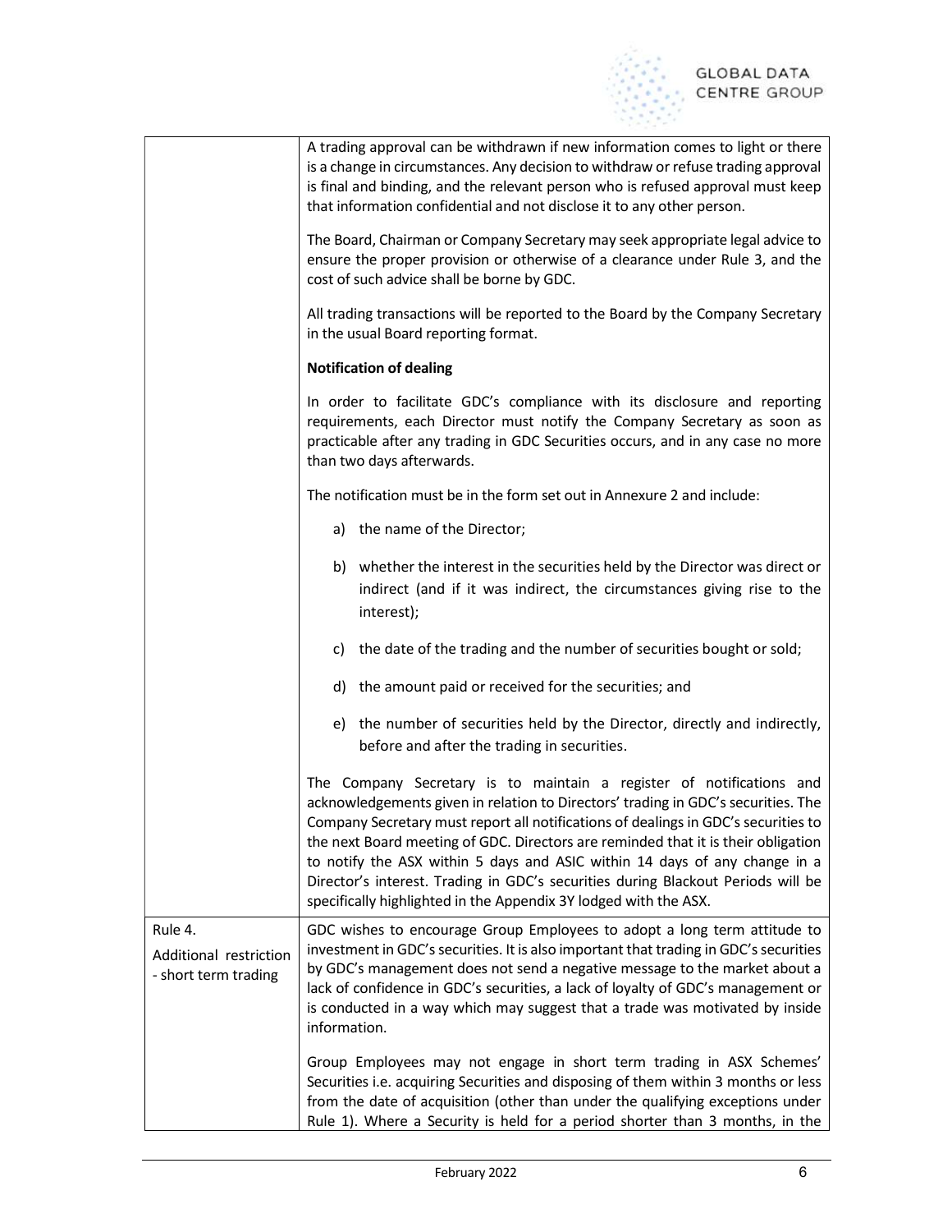| | |
|---|---|
| | A trading approval can be withdrawn if new information comes to light or there is a change in circumstances. Any decision to withdraw or refuse trading approval is final and binding, and the relevant person who is refused approval must keep that information confidential and not disclose it to any other person.<br><br>The Board, Chairman or Company Secretary may seek appropriate legal advice to ensure the proper provision or otherwise of a clearance under Rule 3, and the cost of such advice shall be borne by GDC.<br><br>All trading transactions will be reported to the Board by the Company Secretary in the usual Board reporting format.<br><br>**Notification of dealing**<br><br>In order to facilitate GDC's compliance with its disclosure and reporting requirements, each Director must notify the Company Secretary as soon as practicable after any trading in GDC Securities occurs, and in any case no more than two days afterwards.<br><br>The notification must be in the form set out in Annexure 2 and include:<br><br>a) the name of the Director;<br><br>b) whether the interest in the securities held by the Director was direct or indirect (and if it was indirect, the circumstances giving rise to the interest);<br><br>c) the date of the trading and the number of securities bought or sold;<br><br>d) the amount paid or received for the securities; and<br><br>e) the number of securities held by the Director, directly and indirectly, before and after the trading in securities.<br><br>The Company Secretary is to maintain a register of notifications and acknowledgements given in relation to Directors' trading in GDC's securities. The Company Secretary must report all notifications of dealings in GDC's securities to the next Board meeting of GDC. Directors are reminded that it is their obligation to notify the ASX within 5 days and ASIC within 14 days of any change in a Director's interest. Trading in GDC's securities during Blackout Periods will be specifically highlighted in the Appendix 3Y lodged with the ASX. |
| Rule 4.<br>Additional restriction - short term trading | GDC wishes to encourage Group Employees to adopt a long term attitude to investment in GDC's securities. It is also important that trading in GDC's securities by GDC's management does not send a negative message to the market about a lack of confidence in GDC's securities, a lack of loyalty of GDC's management or is conducted in a way which may suggest that a trade was motivated by inside information.<br><br>Group Employees may not engage in short term trading in ASX Schemes' Securities i.e. acquiring Securities and disposing of them within 3 months or less from the date of acquisition (other than under the qualifying exceptions under Rule 1). Where a Security is held for a period shorter than 3 months, in the |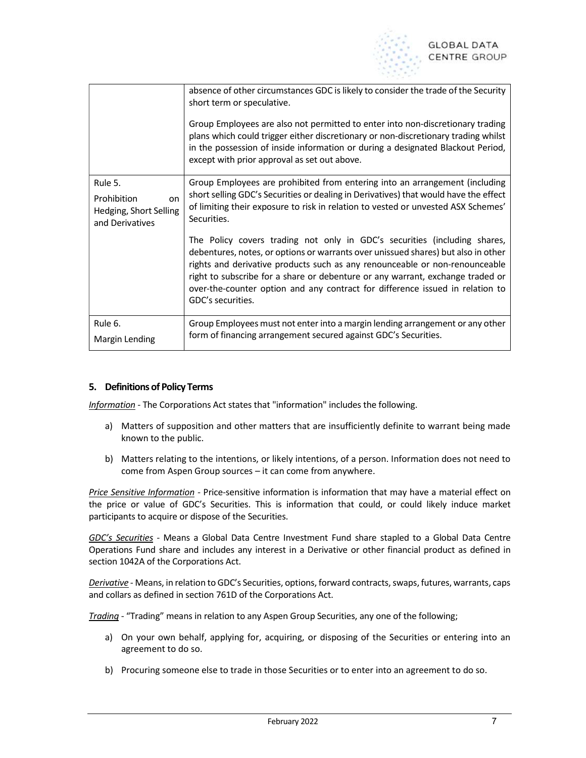| | |
|---|---|
| | absence of other circumstances GDC is likely to consider the trade of the Security short term or speculative.<br><br>Group Employees are also not permitted to enter into non-discretionary trading plans which could trigger either discretionary or non-discretionary trading whilst in the possession of inside information or during a designated Blackout Period, except with prior approval as set out above. |
| Rule 5.<br><br>Prohibition on Hedging, Short Selling and Derivatives | Group Employees are prohibited from entering into an arrangement (including short selling GDC's Securities or dealing in Derivatives) that would have the effect of limiting their exposure to risk in relation to vested or unvested ASX Schemes' Securities.<br><br>The Policy covers trading not only in GDC's securities (including shares, debentures, notes, or options or warrants over unissued shares) but also in other rights and derivative products such as any renounceable or non-renounceable right to subscribe for a share or debenture or any warrant, exchange traded or over-the-counter option and any contract for difference issued in relation to GDC's securities. |
| Rule 6.<br><br>Margin Lending | Group Employees must not enter into a margin lending arrangement or any other form of financing arrangement secured against GDC's Securities. |

## 5. Definitions of Policy Terms

*Information* - The Corporations Act states that "information" includes the following.

a) Matters of supposition and other matters that are insufficiently definite to warrant being made known to the public.

b) Matters relating to the intentions, or likely intentions, of a person. Information does not need to come from Aspen Group sources – it can come from anywhere.

*Price Sensitive Information* - Price-sensitive information is information that may have a material effect on the price or value of GDC's Securities. This is information that could, or could likely induce market participants to acquire or dispose of the Securities.

*GDC's Securities* - Means a Global Data Centre Investment Fund share stapled to a Global Data Centre Operations Fund share and includes any interest in a Derivative or other financial product as defined in section 1042A of the Corporations Act.

*Derivative* - Means, in relation to GDC's Securities, options, forward contracts, swaps, futures, warrants, caps and collars as defined in section 761D of the Corporations Act.

*Trading* - "Trading" means in relation to any Aspen Group Securities, any one of the following;

a) On your own behalf, applying for, acquiring, or disposing of the Securities or entering into an agreement to do so.

b) Procuring someone else to trade in those Securities or to enter into an agreement to do so.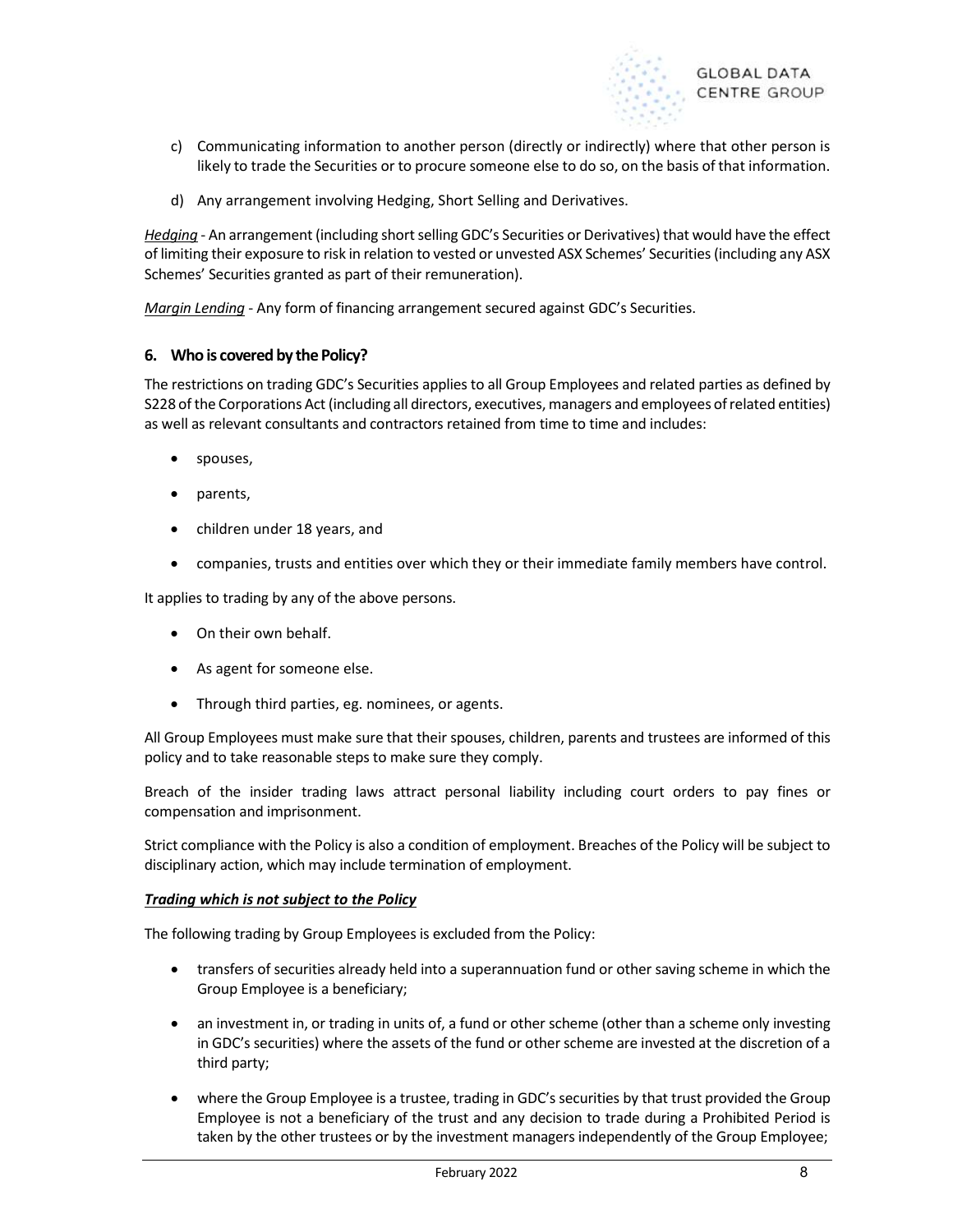c) Communicating information to another person (directly or indirectly) where that other person is likely to trade the Securities or to procure someone else to do so, on the basis of that information.

d) Any arrangement involving Hedging, Short Selling and Derivatives.

*Hedging* - An arrangement (including short selling GDC's Securities or Derivatives) that would have the effect of limiting their exposure to risk in relation to vested or unvested ASX Schemes' Securities (including any ASX Schemes' Securities granted as part of their remuneration).

*Margin Lending* - Any form of financing arrangement secured against GDC's Securities.

## 6. Who is covered by the Policy?

The restrictions on trading GDC's Securities applies to all Group Employees and related parties as defined by S228 of the Corporations Act (including all directors, executives, managers and employees of related entities) as well as relevant consultants and contractors retained from time to time and includes:

- spouses,
- parents,
- children under 18 years, and
- companies, trusts and entities over which they or their immediate family members have control.

It applies to trading by any of the above persons.

- On their own behalf.
- As agent for someone else.
- Through third parties, eg. nominees, or agents.

All Group Employees must make sure that their spouses, children, parents and trustees are informed of this policy and to take reasonable steps to make sure they comply.

Breach of the insider trading laws attract personal liability including court orders to pay fines or compensation and imprisonment.

Strict compliance with the Policy is also a condition of employment. Breaches of the Policy will be subject to disciplinary action, which may include termination of employment.

***Trading which is not subject to the Policy***

The following trading by Group Employees is excluded from the Policy:

- transfers of securities already held into a superannuation fund or other saving scheme in which the Group Employee is a beneficiary;
- an investment in, or trading in units of, a fund or other scheme (other than a scheme only investing in GDC's securities) where the assets of the fund or other scheme are invested at the discretion of a third party;
- where the Group Employee is a trustee, trading in GDC's securities by that trust provided the Group Employee is not a beneficiary of the trust and any decision to trade during a Prohibited Period is taken by the other trustees or by the investment managers independently of the Group Employee;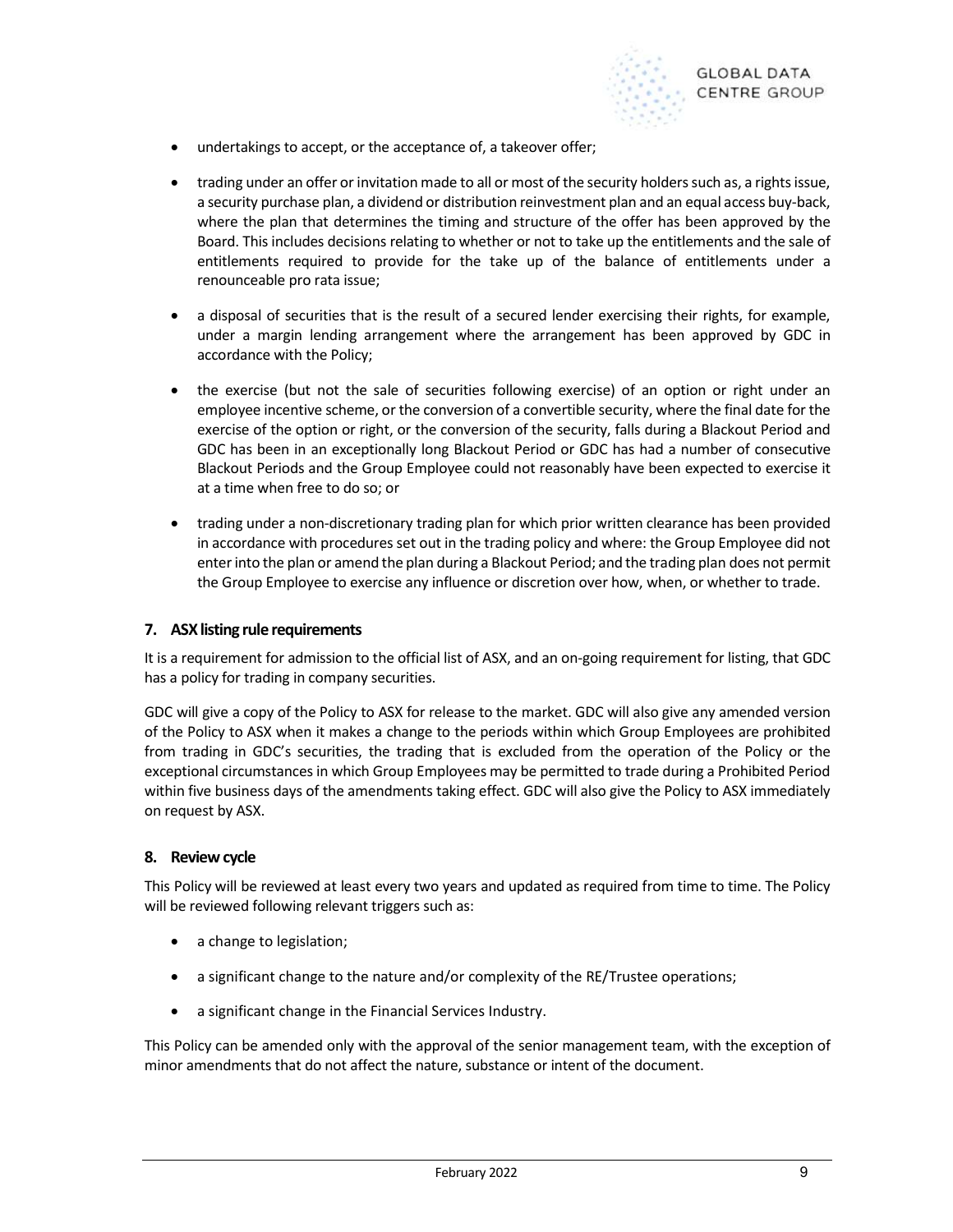- undertakings to accept, or the acceptance of, a takeover offer;
- trading under an offer or invitation made to all or most of the security holders such as, a rights issue, a security purchase plan, a dividend or distribution reinvestment plan and an equal access buy-back, where the plan that determines the timing and structure of the offer has been approved by the Board. This includes decisions relating to whether or not to take up the entitlements and the sale of entitlements required to provide for the take up of the balance of entitlements under a renounceable pro rata issue;
- a disposal of securities that is the result of a secured lender exercising their rights, for example, under a margin lending arrangement where the arrangement has been approved by GDC in accordance with the Policy;
- the exercise (but not the sale of securities following exercise) of an option or right under an employee incentive scheme, or the conversion of a convertible security, where the final date for the exercise of the option or right, or the conversion of the security, falls during a Blackout Period and GDC has been in an exceptionally long Blackout Period or GDC has had a number of consecutive Blackout Periods and the Group Employee could not reasonably have been expected to exercise it at a time when free to do so; or
- trading under a non-discretionary trading plan for which prior written clearance has been provided in accordance with procedures set out in the trading policy and where: the Group Employee did not enter into the plan or amend the plan during a Blackout Period; and the trading plan does not permit the Group Employee to exercise any influence or discretion over how, when, or whether to trade.

## 7. ASX listing rule requirements

It is a requirement for admission to the official list of ASX, and an on-going requirement for listing, that GDC has a policy for trading in company securities.

GDC will give a copy of the Policy to ASX for release to the market. GDC will also give any amended version of the Policy to ASX when it makes a change to the periods within which Group Employees are prohibited from trading in GDC's securities, the trading that is excluded from the operation of the Policy or the exceptional circumstances in which Group Employees may be permitted to trade during a Prohibited Period within five business days of the amendments taking effect. GDC will also give the Policy to ASX immediately on request by ASX.

## 8. Review cycle

This Policy will be reviewed at least every two years and updated as required from time to time. The Policy will be reviewed following relevant triggers such as:

- a change to legislation;
- a significant change to the nature and/or complexity of the RE/Trustee operations;
- a significant change in the Financial Services Industry.

This Policy can be amended only with the approval of the senior management team, with the exception of minor amendments that do not affect the nature, substance or intent of the document.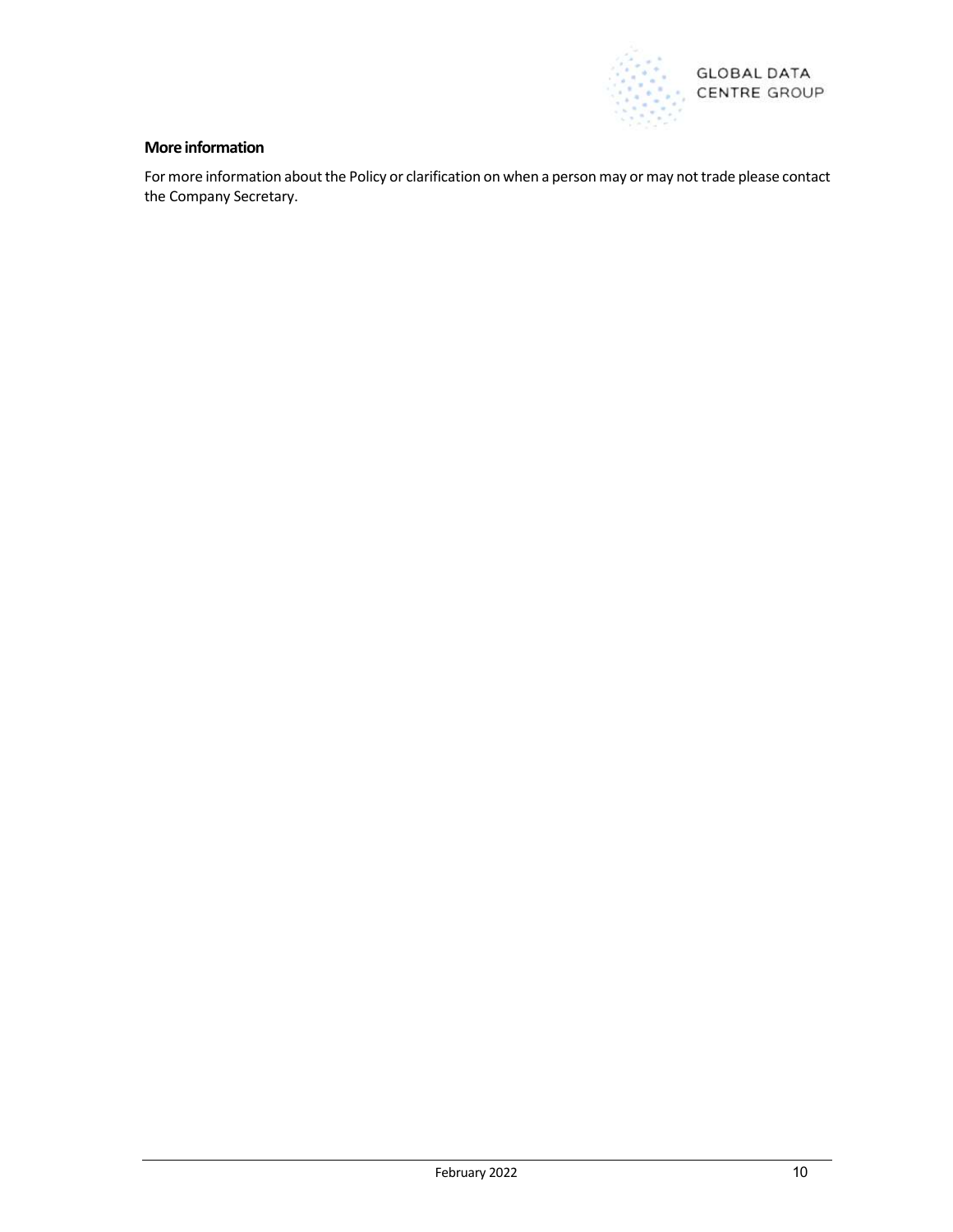### More information

For more information about the Policy or clarification on when a person may or may not trade please contact the Company Secretary.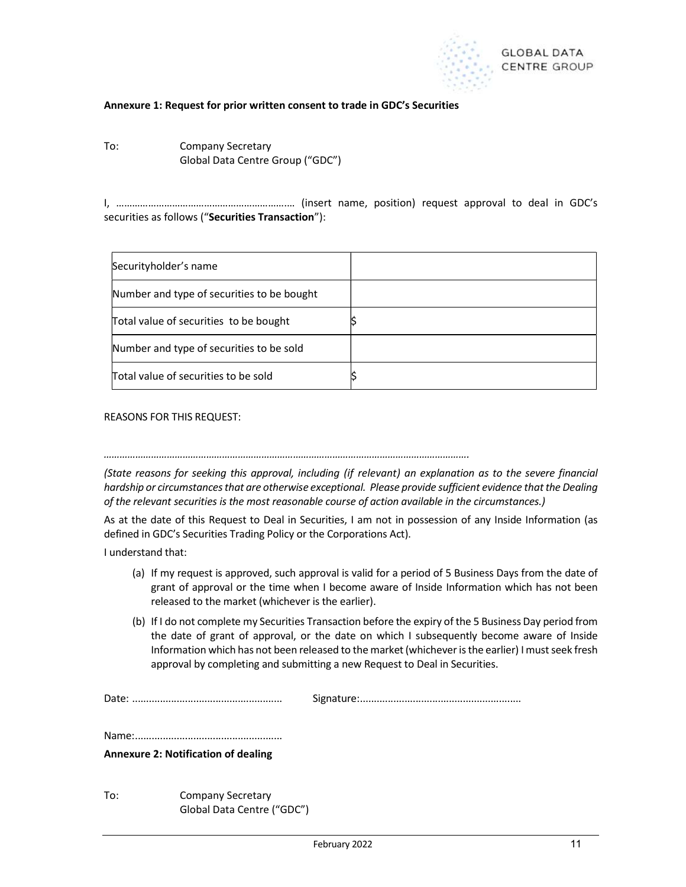**Annexure 1: Request for prior written consent to trade in GDC's Securities**

To: Company Secretary
Global Data Centre Group ("GDC")

I, ………………………………………………………… (insert name, position) request approval to deal in GDC's securities as follows ("**Securities Transaction**"):

| Securityholder's name | |
|---|---|
| Number and type of securities to be bought | |
| Total value of securities to be bought | $ |
| Number and type of securities to be sold | |
| Total value of securities to be sold | $ |

REASONS FOR THIS REQUEST:

………………………………………………………………………………………………………………………….

*(State reasons for seeking this approval, including (if relevant) an explanation as to the severe financial hardship or circumstances that are otherwise exceptional. Please provide sufficient evidence that the Dealing of the relevant securities is the most reasonable course of action available in the circumstances.)*

As at the date of this Request to Deal in Securities, I am not in possession of any Inside Information (as defined in GDC's Securities Trading Policy or the Corporations Act).

I understand that:

(a) If my request is approved, such approval is valid for a period of 5 Business Days from the date of grant of approval or the time when I become aware of Inside Information which has not been released to the market (whichever is the earlier).

(b) If I do not complete my Securities Transaction before the expiry of the 5 Business Day period from the date of grant of approval, or the date on which I subsequently become aware of Inside Information which has not been released to the market (whichever is the earlier) I must seek fresh approval by completing and submitting a new Request to Deal in Securities.

Date: ……………………………………………… Signature:…………………………………………………

Name:……………………………………………

**Annexure 2: Notification of dealing**

To: Company Secretary
Global Data Centre ("GDC")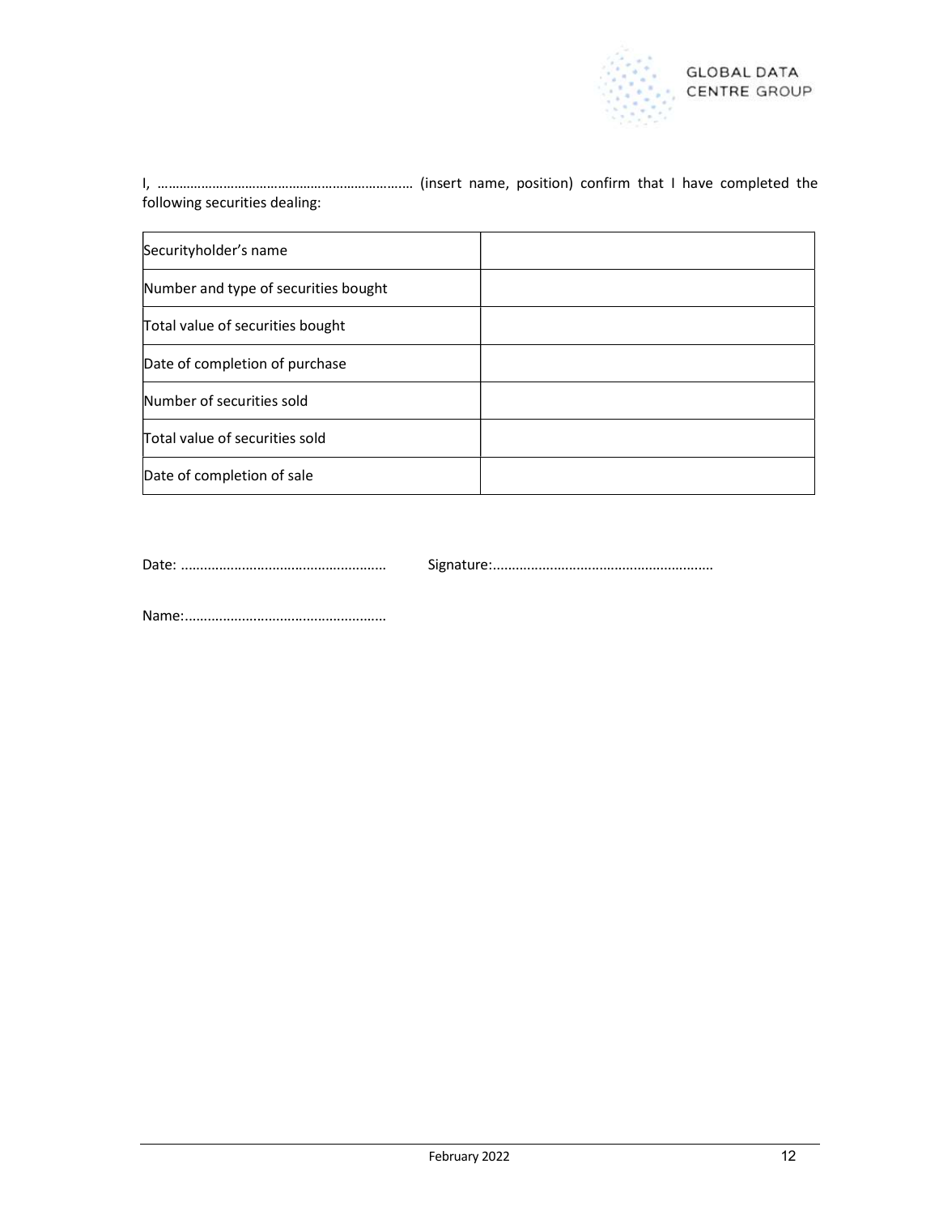I, …………………………………………………………… (insert name, position) confirm that I have completed the following securities dealing:

| | |
|---|---|
| Securityholder's name | |
| Number and type of securities bought | |
| Total value of securities bought | |
| Date of completion of purchase | |
| Number of securities sold | |
| Total value of securities sold | |
| Date of completion of sale | |

Date: ....................................................... Signature:...........................................................

Name:.......................................................